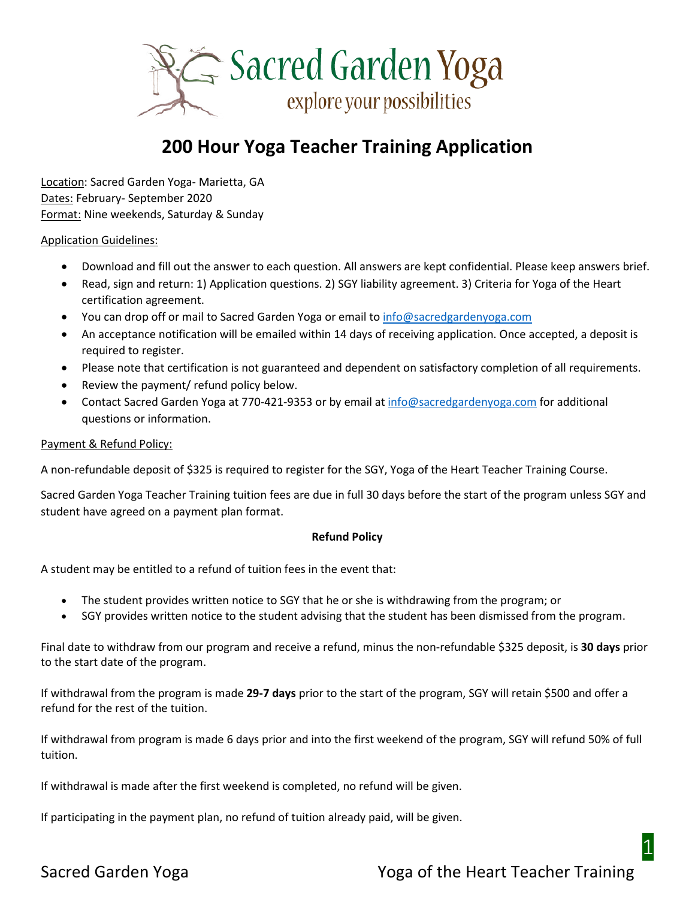Sacred Garden Yoga

explore your possibilities

# 200 Hour Yoga Teacher Training Application

Location: Sacred Garden Yoga- Marietta, GA
Dates: February- September 2020
Format: Nine weekends, Saturday & Sunday

Application Guidelines:

- Download and fill out the answer to each question. All answers are kept confidential. Please keep answers brief.
- Read, sign and return: 1) Application questions. 2) SGY liability agreement. 3) Criteria for Yoga of the Heart certification agreement.
- You can drop off or mail to Sacred Garden Yoga or email to info@sacredgardenyoga.com
- An acceptance notification will be emailed within 14 days of receiving application. Once accepted, a deposit is required to register.
- Please note that certification is not guaranteed and dependent on satisfactory completion of all requirements.
- Review the payment/ refund policy below.
- Contact Sacred Garden Yoga at 770-421-9353 or by email at info@sacredgardenyoga.com for additional questions or information.

Payment & Refund Policy:

A non-refundable deposit of $325 is required to register for the SGY, Yoga of the Heart Teacher Training Course.

Sacred Garden Yoga Teacher Training tuition fees are due in full 30 days before the start of the program unless SGY and student have agreed on a payment plan format.

**Refund Policy**

A student may be entitled to a refund of tuition fees in the event that:

- The student provides written notice to SGY that he or she is withdrawing from the program; or
- SGY provides written notice to the student advising that the student has been dismissed from the program.

Final date to withdraw from our program and receive a refund, minus the non-refundable $325 deposit, is **30 days** prior to the start date of the program.

If withdrawal from the program is made **29-7 days** prior to the start of the program, SGY will retain $500 and offer a refund for the rest of the tuition.

If withdrawal from program is made 6 days prior and into the first weekend of the program, SGY will refund 50% of full tuition.

If withdrawal is made after the first weekend is completed, no refund will be given.

If participating in the payment plan, no refund of tuition already paid, will be given.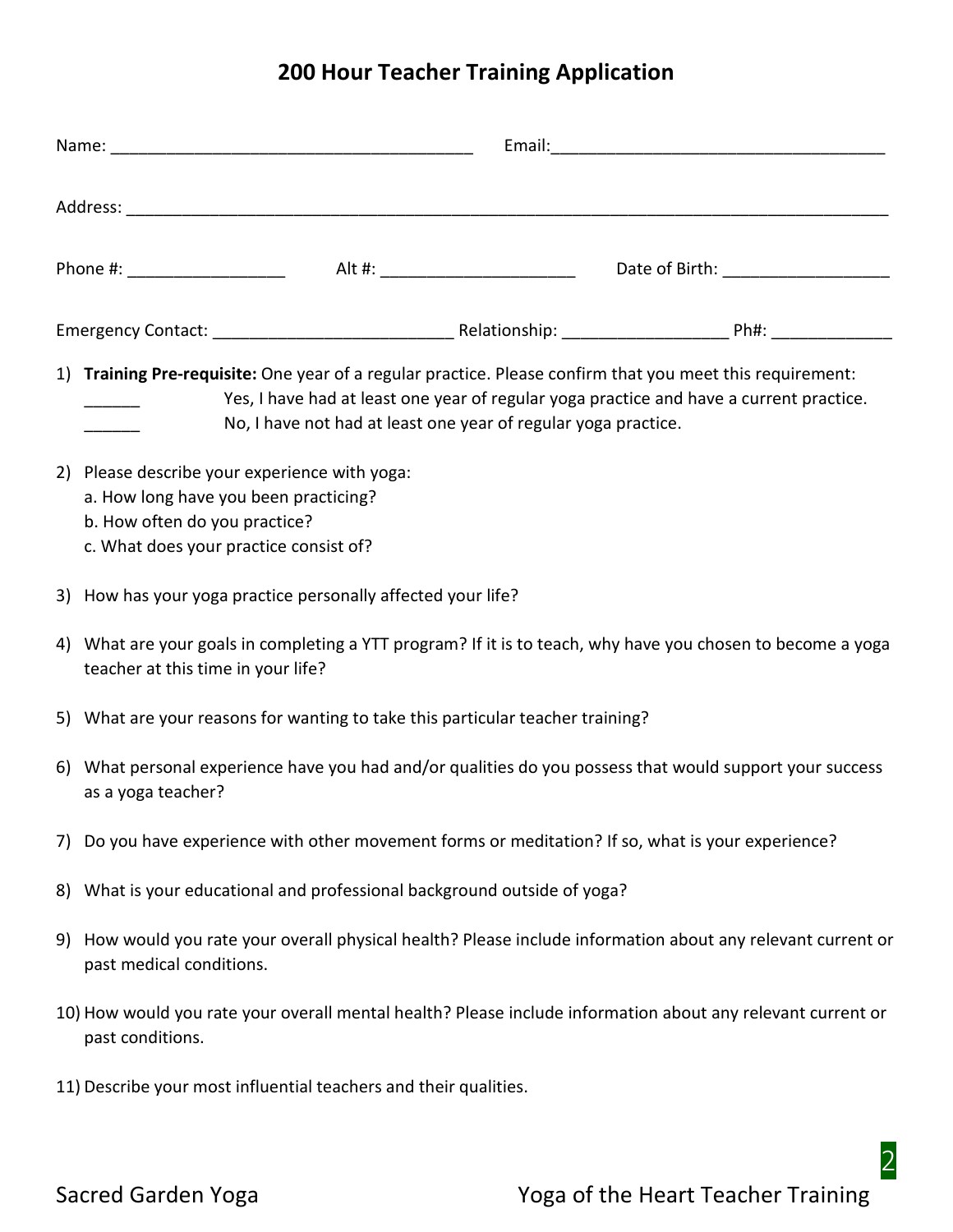# 200 Hour Teacher Training Application

Name: _______________________________________ Email:____________________________________

Address: ___________________________________________________________________________________

Phone #: _________________ Alt #: _____________________ Date of Birth: __________________

Emergency Contact: __________________________ Relationship: _________________ Ph#: _____________

1) **Training Pre-requisite:** One year of a regular practice. Please confirm that you meet this requirement:
   ______ Yes, I have had at least one year of regular yoga practice and have a current practice.
   ______ No, I have not had at least one year of regular yoga practice.

2) Please describe your experience with yoga:
   a. How long have you been practicing?
   b. How often do you practice?
   c. What does your practice consist of?

3) How has your yoga practice personally affected your life?

4) What are your goals in completing a YTT program? If it is to teach, why have you chosen to become a yoga teacher at this time in your life?

5) What are your reasons for wanting to take this particular teacher training?

6) What personal experience have you had and/or qualities do you possess that would support your success as a yoga teacher?

7) Do you have experience with other movement forms or meditation? If so, what is your experience?

8) What is your educational and professional background outside of yoga?

9) How would you rate your overall physical health? Please include information about any relevant current or past medical conditions.

10) How would you rate your overall mental health? Please include information about any relevant current or past conditions.

11) Describe your most influential teachers and their qualities.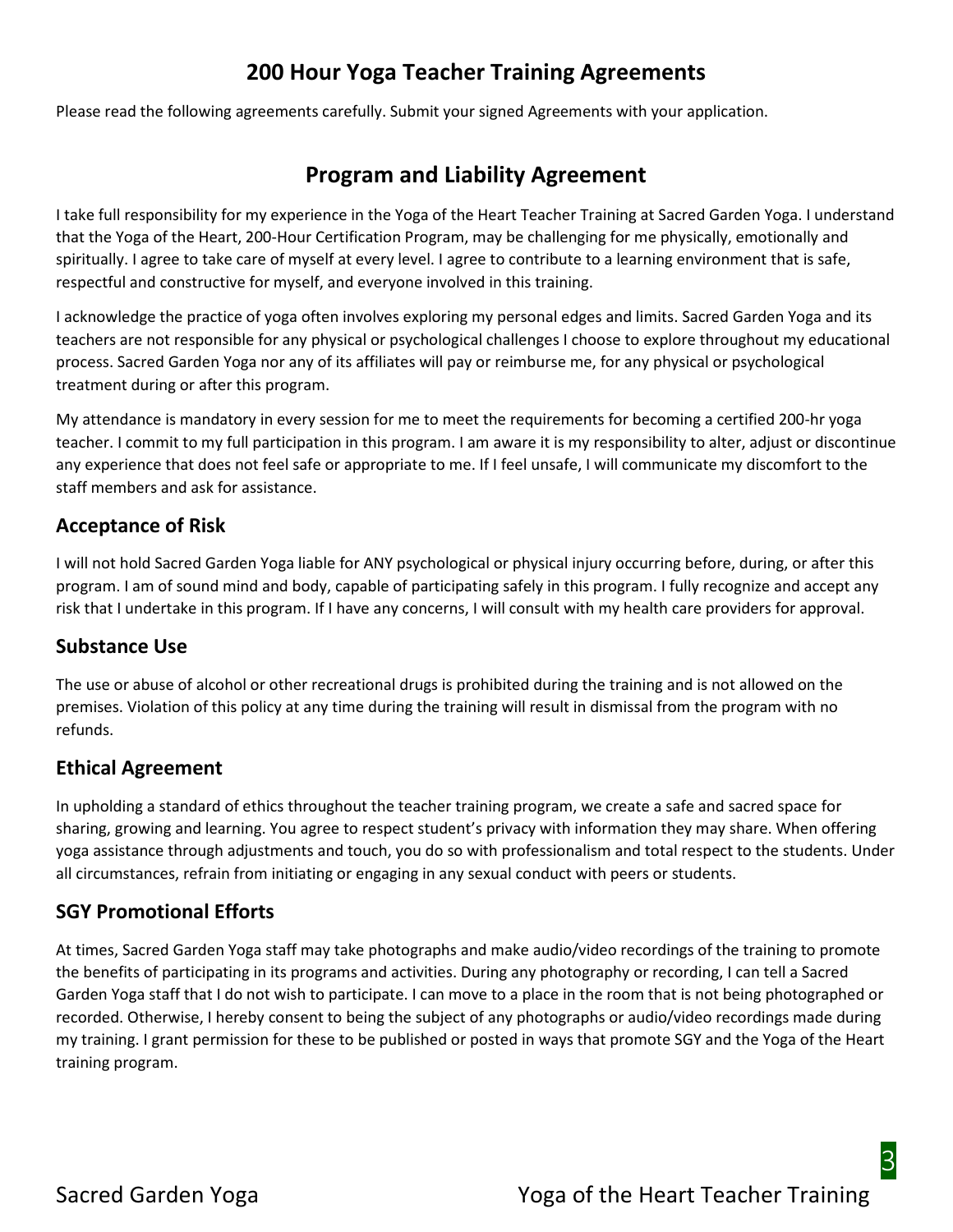# 200 Hour Yoga Teacher Training Agreements

Please read the following agreements carefully. Submit your signed Agreements with your application.

# Program and Liability Agreement

I take full responsibility for my experience in the Yoga of the Heart Teacher Training at Sacred Garden Yoga. I understand that the Yoga of the Heart, 200-Hour Certification Program, may be challenging for me physically, emotionally and spiritually. I agree to take care of myself at every level. I agree to contribute to a learning environment that is safe, respectful and constructive for myself, and everyone involved in this training.

I acknowledge the practice of yoga often involves exploring my personal edges and limits. Sacred Garden Yoga and its teachers are not responsible for any physical or psychological challenges I choose to explore throughout my educational process. Sacred Garden Yoga nor any of its affiliates will pay or reimburse me, for any physical or psychological treatment during or after this program.

My attendance is mandatory in every session for me to meet the requirements for becoming a certified 200-hr yoga teacher. I commit to my full participation in this program. I am aware it is my responsibility to alter, adjust or discontinue any experience that does not feel safe or appropriate to me. If I feel unsafe, I will communicate my discomfort to the staff members and ask for assistance.

## Acceptance of Risk

I will not hold Sacred Garden Yoga liable for ANY psychological or physical injury occurring before, during, or after this program. I am of sound mind and body, capable of participating safely in this program. I fully recognize and accept any risk that I undertake in this program. If I have any concerns, I will consult with my health care providers for approval.

## Substance Use

The use or abuse of alcohol or other recreational drugs is prohibited during the training and is not allowed on the premises. Violation of this policy at any time during the training will result in dismissal from the program with no refunds.

## Ethical Agreement

In upholding a standard of ethics throughout the teacher training program, we create a safe and sacred space for sharing, growing and learning. You agree to respect student's privacy with information they may share. When offering yoga assistance through adjustments and touch, you do so with professionalism and total respect to the students. Under all circumstances, refrain from initiating or engaging in any sexual conduct with peers or students.

## SGY Promotional Efforts

At times, Sacred Garden Yoga staff may take photographs and make audio/video recordings of the training to promote the benefits of participating in its programs and activities. During any photography or recording, I can tell a Sacred Garden Yoga staff that I do not wish to participate. I can move to a place in the room that is not being photographed or recorded. Otherwise, I hereby consent to being the subject of any photographs or audio/video recordings made during my training. I grant permission for these to be published or posted in ways that promote SGY and the Yoga of the Heart training program.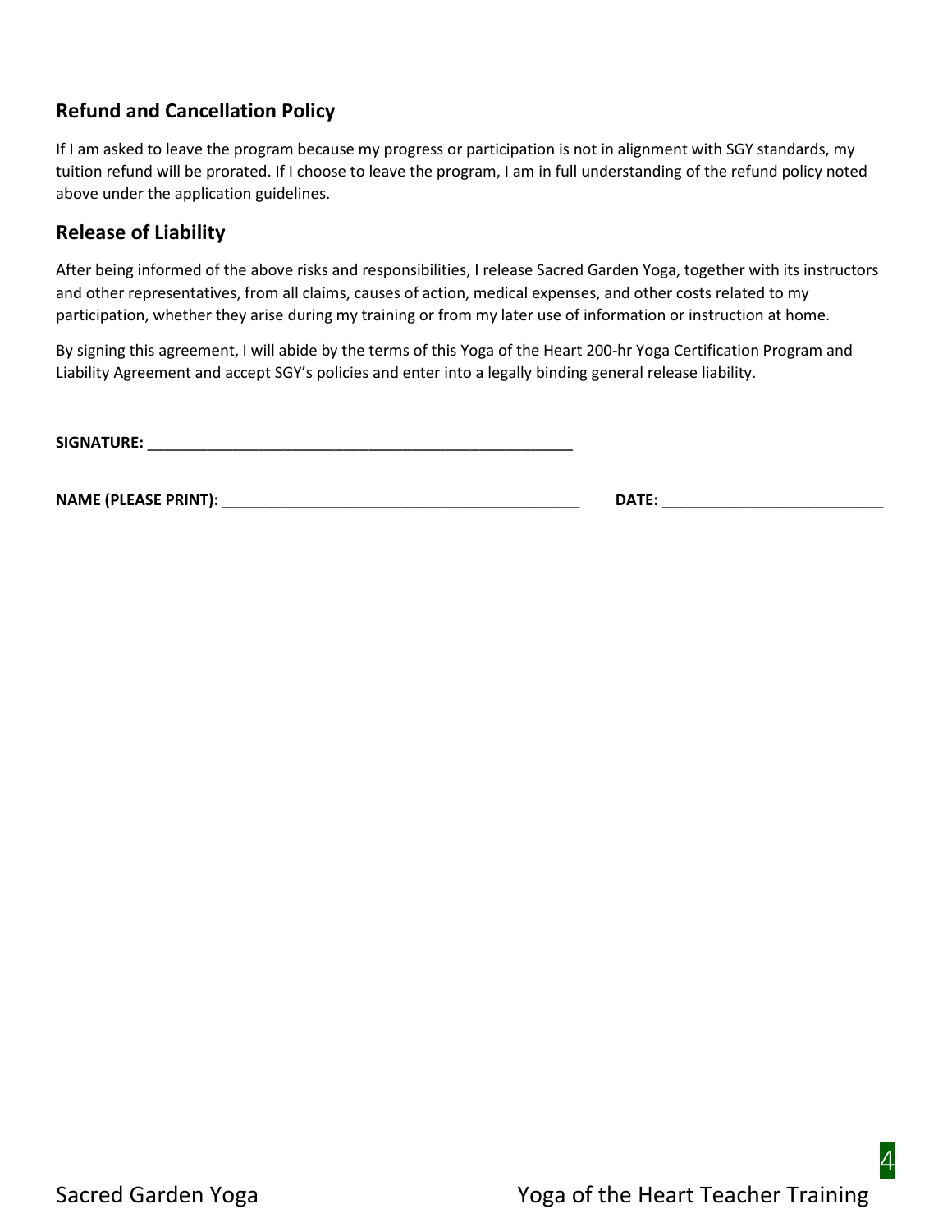## Refund and Cancellation Policy

If I am asked to leave the program because my progress or participation is not in alignment with SGY standards, my tuition refund will be prorated. If I choose to leave the program, I am in full understanding of the refund policy noted above under the application guidelines.

## Release of Liability

After being informed of the above risks and responsibilities, I release Sacred Garden Yoga, together with its instructors and other representatives, from all claims, causes of action, medical expenses, and other costs related to my participation, whether they arise during my training or from my later use of information or instruction at home.

By signing this agreement, I will abide by the terms of this Yoga of the Heart 200-hr Yoga Certification Program and Liability Agreement and accept SGY's policies and enter into a legally binding general release liability.

**SIGNATURE:** ____________________________________________________

**NAME (PLEASE PRINT):** ____________________________________________ **DATE:** ___________________________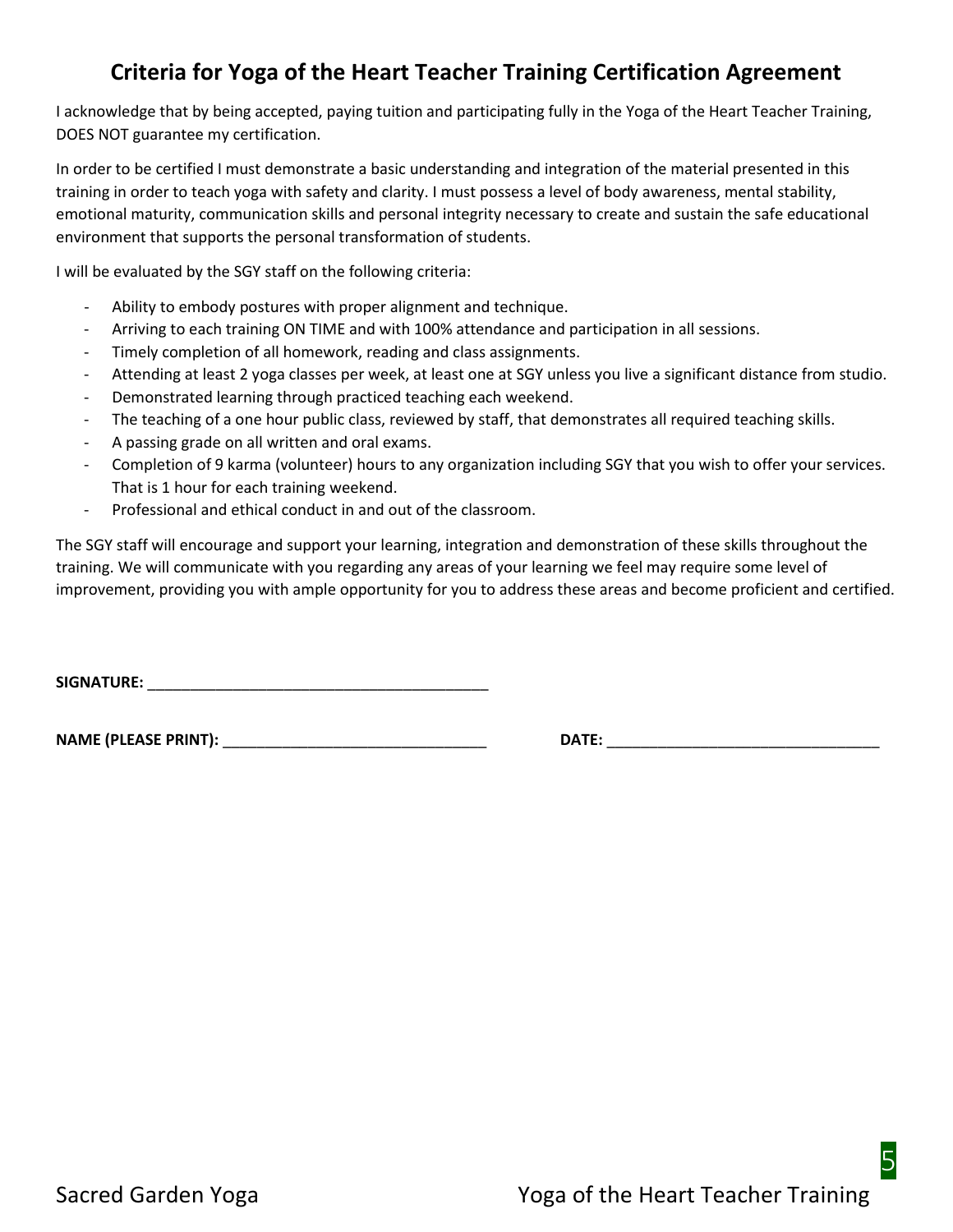# Criteria for Yoga of the Heart Teacher Training Certification Agreement

I acknowledge that by being accepted, paying tuition and participating fully in the Yoga of the Heart Teacher Training, DOES NOT guarantee my certification.

In order to be certified I must demonstrate a basic understanding and integration of the material presented in this training in order to teach yoga with safety and clarity. I must possess a level of body awareness, mental stability, emotional maturity, communication skills and personal integrity necessary to create and sustain the safe educational environment that supports the personal transformation of students.

I will be evaluated by the SGY staff on the following criteria:

- Ability to embody postures with proper alignment and technique.
- Arriving to each training ON TIME and with 100% attendance and participation in all sessions.
- Timely completion of all homework, reading and class assignments.
- Attending at least 2 yoga classes per week, at least one at SGY unless you live a significant distance from studio.
- Demonstrated learning through practiced teaching each weekend.
- The teaching of a one hour public class, reviewed by staff, that demonstrates all required teaching skills.
- A passing grade on all written and oral exams.
- Completion of 9 karma (volunteer) hours to any organization including SGY that you wish to offer your services. That is 1 hour for each training weekend.
- Professional and ethical conduct in and out of the classroom.

The SGY staff will encourage and support your learning, integration and demonstration of these skills throughout the training. We will communicate with you regarding any areas of your learning we feel may require some level of improvement, providing you with ample opportunity for you to address these areas and become proficient and certified.

**SIGNATURE:** ________________________________________

**NAME (PLEASE PRINT):** ______________________________ **DATE:** ______________________________